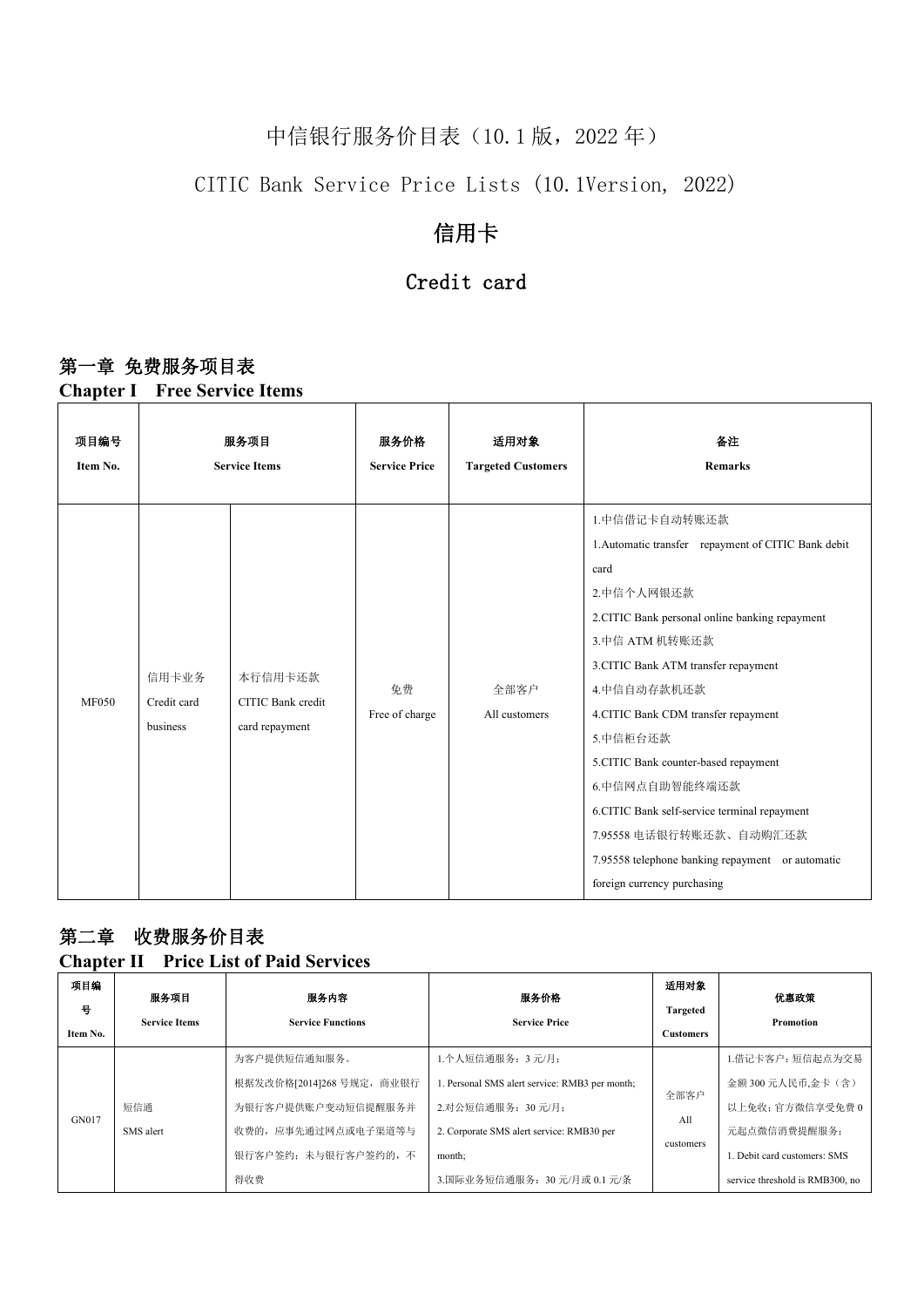# 中信银行服务价目表（10.1 版，2022 年）

# CITIC Bank Service Price Lists (10.1Version, 2022)

## 信用卡

## Credit card

### 第一章 免费服务项目表

### Chapter I Free Service Items

| 项目编号 Item No. | 服务项目 Service Items | | 服务价格 Service Price | 适用对象 Targeted Customers | 备注 Remarks |
|---|---|---|---|---|---|
| MF050 | 信用卡业务 Credit card business | 本行信用卡还款 CITIC Bank credit card repayment | 免费 Free of charge | 全部客户 All customers | 1.中信借记卡自动转账还款<br>1.Automatic transfer repayment of CITIC Bank debit card<br>2.中信个人网银还款<br>2.CITIC Bank personal online banking repayment<br>3.中信 ATM 机转账还款<br>3.CITIC Bank ATM transfer repayment<br>4.中信自动存款机还款<br>4.CITIC Bank CDM transfer repayment<br>5.中信柜台还款<br>5.CITIC Bank counter-based repayment<br>6.中信网点自助智能终端还款<br>6.CITIC Bank self-service terminal repayment<br>7.95558 电话银行转账还款、自动购汇还款<br>7.95558 telephone banking repayment or automatic foreign currency purchasing |

### 第二章 收费服务价目表

### Chapter II Price List of Paid Services

| 项目编号 Item No. | 服务项目 Service Items | 服务内容 Service Functions | 服务价格 Service Price | 适用对象 Targeted Customers | 优惠政策 Promotion |
|---|---|---|---|---|---|
| GN017 | 短信通 SMS alert | 为客户提供短信通知服务。<br>根据发改价格[2014]268 号规定，商业银行为银行客户提供账户变动短信提醒服务并收费的，应事先通过网点或电子渠道等与银行客户签约；未与银行客户签约的，不得收费 | 1.个人短信通服务：3 元/月；<br>1. Personal SMS alert service: RMB3 per month;<br>2.对公短信通服务：30 元/月；<br>2. Corporate SMS alert service: RMB30 per month;<br>3.国际业务短信通服务：30 元/月或 0.1 元/条 | 全部客户 All customers | 1.借记卡客户：短信起点为交易金额 300 元人民币,金卡（含）以上免收；官方微信享受免费 0 元起点微信消费提醒服务；<br>1. Debit card customers: SMS service threshold is RMB300, no |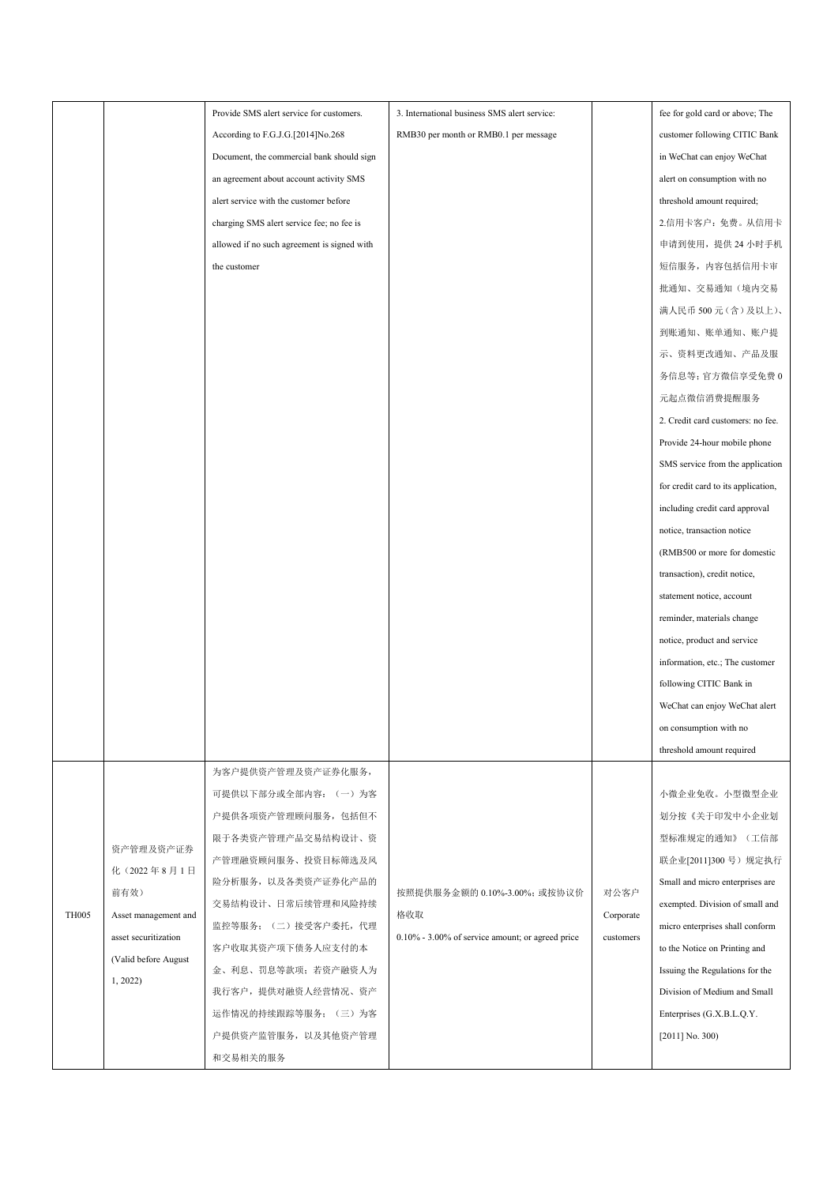| | | | | | |
|---|---|---|---|---|---|
| | | Provide SMS alert service for customers. According to F.G.J.G.[2014]No.268 Document, the commercial bank should sign an agreement about account activity SMS alert service with the customer before charging SMS alert service fee; no fee is allowed if no such agreement is signed with the customer | 3. International business SMS alert service: RMB30 per month or RMB0.1 per message | | fee for gold card or above; The customer following CITIC Bank in WeChat can enjoy WeChat alert on consumption with no threshold amount required;<br>2.信用卡客户：免费。从信用卡申请到使用，提供 24 小时手机短信服务，内容包括信用卡审批通知、交易通知（境内交易满人民币 500 元（含）及以上）、到账通知、账单通知、账户提示、资料更改通知、产品及服务信息等；官方微信享受免费 0 元起点微信消费提醒服务<br>2. Credit card customers: no fee. Provide 24-hour mobile phone SMS service from the application for credit card to its application, including credit card approval notice, transaction notice (RMB500 or more for domestic transaction), credit notice, statement notice, account reminder, materials change notice, product and service information, etc.; The customer following CITIC Bank in WeChat can enjoy WeChat alert on consumption with no threshold amount required |
| TH005 | 资产管理及资产证券化（2022 年 8 月 1 日前有效）<br>Asset management and asset securitization (Valid before August 1, 2022) | 为客户提供资产管理及资产证券化服务，可提供以下部分或全部内容：（一）为客户提供各项资产管理顾问服务，包括但不限于各类资产管理产品交易结构设计、资产管理融资顾问服务、投资目标筛选及风险分析服务，以及各类资产证券化产品的交易结构设计、日常后续管理和风险持续监控等服务；（二）接受客户委托，代理客户收取其资产项下债务人应支付的本金、利息、罚息等款项；若资产融资人为我行客户，提供对融资人经营情况、资产运作情况的持续跟踪等服务；（三）为客户提供资产监管服务，以及其他资产管理和交易相关的服务 | 按照提供服务金额的 0.10%-3.00%；或按协议价格收取<br>0.10% - 3.00% of service amount; or agreed price | 对公客户<br>Corporate customers | 小微企业免收。小型微型企业划分按《关于印发中小企业划型标准规定的通知》（工信部联企业[2011]300 号）规定执行<br>Small and micro enterprises are exempted. Division of small and micro enterprises shall conform to the Notice on Printing and Issuing the Regulations for the Division of Medium and Small Enterprises (G.X.B.L.Q.Y. [2011] No. 300) |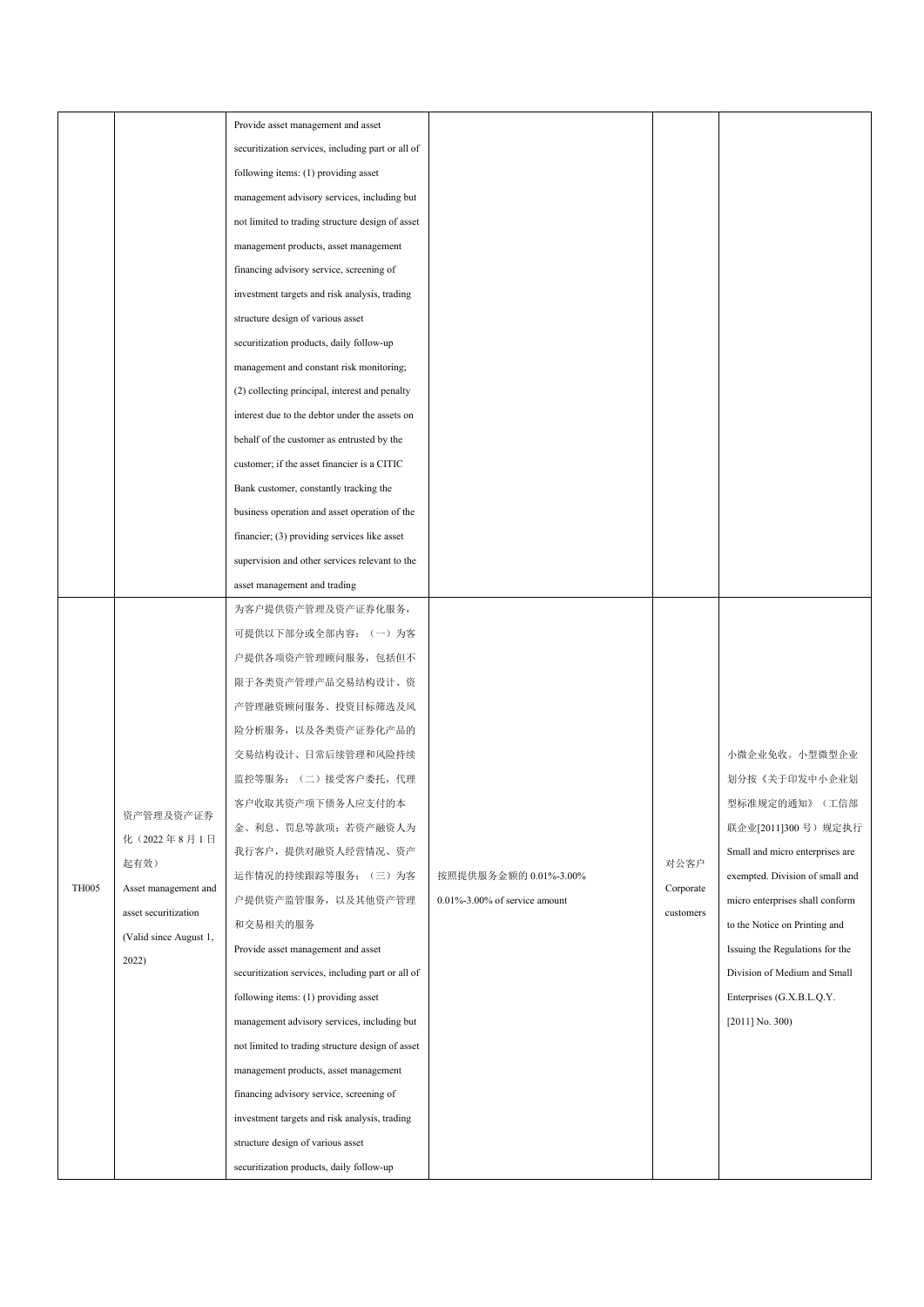|  |  |  |  |  |  |
|---|---|---|---|---|---|
|  |  | Provide asset management and asset securitization services, including part or all of following items: (1) providing asset management advisory services, including but not limited to trading structure design of asset management products, asset management financing advisory service, screening of investment targets and risk analysis, trading structure design of various asset securitization products, daily follow-up management and constant risk monitoring; (2) collecting principal, interest and penalty interest due to the debtor under the assets on behalf of the customer as entrusted by the customer; if the asset financier is a CITIC Bank customer, constantly tracking the business operation and asset operation of the financier; (3) providing services like asset supervision and other services relevant to the asset management and trading |  |  |  |
| TH005 | 资产管理及资产证券化（2022 年 8 月 1 日起有效）<br>Asset management and asset securitization (Valid since August 1, 2022) | 为客户提供资产管理及资产证券化服务，可提供以下部分或全部内容：（一）为客户提供各项资产管理顾问服务，包括但不限于各类资产管理产品交易结构设计、资产管理融资顾问服务、投资目标筛选及风险分析服务，以及各类资产证券化产品的交易结构设计、日常后续管理和风险持续监控等服务；（二）接受客户委托，代理客户收取其资产项下债务人应支付的本金、利息、罚息等款项；若资产融资人为我行客户，提供对融资人经营情况、资产运作情况的持续跟踪等服务；（三）为客户提供资产监管服务，以及其他资产管理和交易相关的服务<br>Provide asset management and asset securitization services, including part or all of following items: (1) providing asset management advisory services, including but not limited to trading structure design of asset management products, asset management financing advisory service, screening of investment targets and risk analysis, trading structure design of various asset securitization products, daily follow-up | 按照提供服务金额的 0.01%-3.00%<br>0.01%-3.00% of service amount | 对公客户<br>Corporate customers | 小微企业免收。小型微型企业划分按《关于印发中小企业划型标准规定的通知》（工信部联企业[2011]300 号）规定执行<br>Small and micro enterprises are exempted. Division of small and micro enterprises shall conform to the Notice on Printing and Issuing the Regulations for the Division of Medium and Small Enterprises (G.X.B.L.Q.Y. [2011] No. 300) |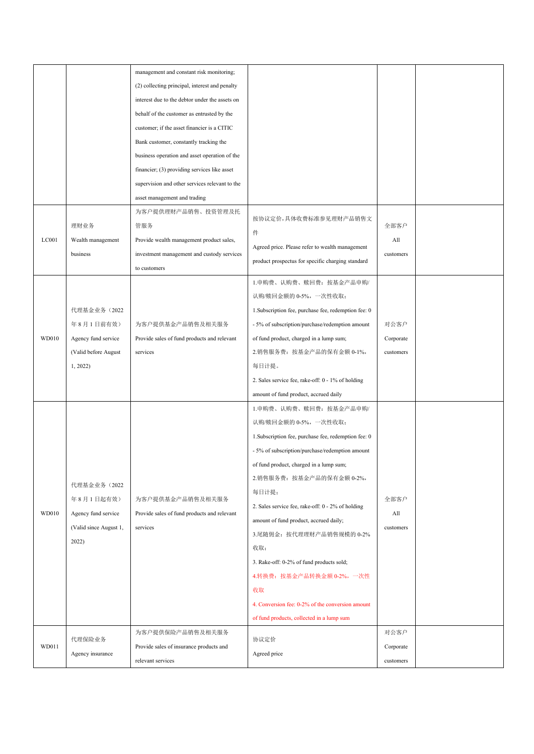| | | | | | |
|---|---|---|---|---|---|
| | | management and constant risk monitoring; (2) collecting principal, interest and penalty interest due to the debtor under the assets on behalf of the customer as entrusted by the customer; if the asset financier is a CITIC Bank customer, constantly tracking the business operation and asset operation of the financier; (3) providing services like asset supervision and other services relevant to the asset management and trading | | | |
| LC001 | 理财业务<br>Wealth management business | 为客户提供理财产品销售、投资管理及托管服务<br>Provide wealth management product sales, investment management and custody services to customers | 按协议定价，具体收费标准参见理财产品销售文件<br>Agreed price. Please refer to wealth management product prospectus for specific charging standard | 全部客户<br>All customers | |
| WD010 | 代理基金业务（2022 年 8 月 1 日前有效）<br>Agency fund service (Valid before August 1, 2022) | 为客户提供基金产品销售及相关服务<br>Provide sales of fund products and relevant services | 1.申购费、认购费、赎回费：按基金产品申购/认购/赎回金额的 0-5%，一次性收取；<br>1.Subscription fee, purchase fee, redemption fee: 0 - 5% of subscription/purchase/redemption amount of fund product, charged in a lump sum;<br>2.销售服务费：按基金产品的保有金额 0-1%，每日计提。<br>2. Sales service fee, rake-off: 0 - 1% of holding amount of fund product, accrued daily | 对公客户<br>Corporate customers | |
| WD010 | 代理基金业务（2022 年 8 月 1 日起有效）<br>Agency fund service (Valid since August 1, 2022) | 为客户提供基金产品销售及相关服务<br>Provide sales of fund products and relevant services | 1.申购费、认购费、赎回费：按基金产品申购/认购/赎回金额的 0-5%，一次性收取；<br>1.Subscription fee, purchase fee, redemption fee: 0 - 5% of subscription/purchase/redemption amount of fund product, charged in a lump sum;<br>2.销售服务费：按基金产品的保有金额 0-2%，每日计提；<br>2. Sales service fee, rake-off: 0 - 2% of holding amount of fund product, accrued daily;<br>3.尾随佣金：按代理理财产品销售规模的 0-2%收取；<br>3. Rake-off: 0-2% of fund products sold;<br>4.转换费：按基金产品转换金额 0-2%，一次性收取<br>4. Conversion fee: 0-2% of the conversion amount of fund products, collected in a lump sum | 全部客户<br>All customers | |
| WD011 | 代理保险业务<br>Agency insurance | 为客户提供保险产品销售及相关服务<br>Provide sales of insurance products and relevant services | 协议定价<br>Agreed price | 对公客户<br>Corporate customers | |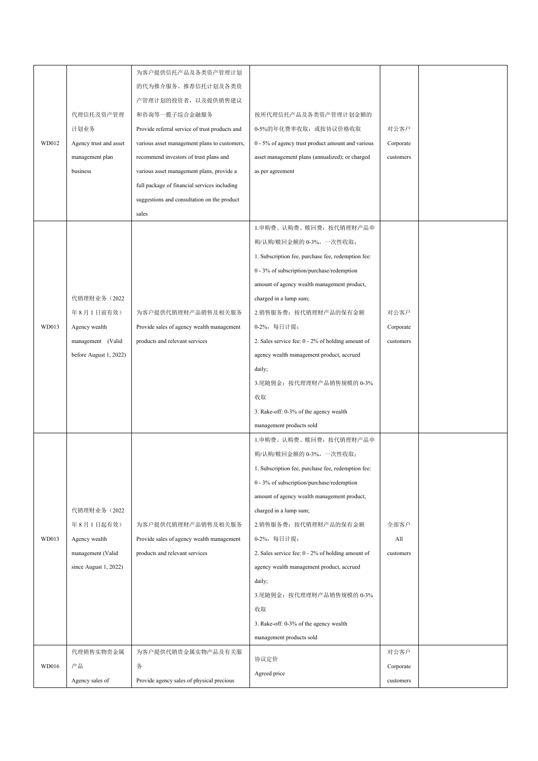| | | | | | |
|---|---|---|---|---|---|
| WD012 | 代理信托及资产管理计划业务<br>Agency trust and asset management plan business | 为客户提供信托产品及各类资产管理计划的代为推介服务、推荐信托计划及各类资产管理计划的投资者，以及提供销售建议和咨询等一揽子综合金融服务<br>Provide referral service of trust products and various asset management plans to customers, recommend investors of trust plans and various asset management plans, provide a full package of financial services including suggestions and consultation on the product sales | 按所代理信托产品及各类资产管理计划金额的0-5%的年化费率收取；或按协议价格收取<br>0 - 5% of agency trust product amount and various asset management plans (annualized); or charged as per agreement | 对公客户<br>Corporate customers | |
| WD013 | 代销理财业务（2022年8月1日前有效）<br>Agency wealth management (Valid before August 1, 2022) | 为客户提供代销理财产品销售及相关服务<br>Provide sales of agency wealth management products and relevant services | 1.申购费、认购费、赎回费：按代销理财产品申购/认购/赎回金额的0-3%，一次性收取；<br>1. Subscription fee, purchase fee, redemption fee: 0 - 3% of subscription/purchase/redemption amount of agency wealth management product, charged in a lump sum;<br>2.销售服务费：按代销理财产品的保有金额0-2%，每日计提；<br>2. Sales service fee: 0 - 2% of holding amount of agency wealth management product, accrued daily;<br>3.尾随佣金：按代理理财产品销售规模的0-3%收取<br>3. Rake-off: 0-3% of the agency wealth management products sold | 对公客户<br>Corporate customers | |
| WD013 | 代销理财业务（2022年8月1日起有效）<br>Agency wealth management (Valid since August 1, 2022) | 为客户提供代销理财产品销售及相关服务<br>Provide sales of agency wealth management products and relevant services | 1.申购费、认购费、赎回费：按代销理财产品申购/认购/赎回金额的0-3%，一次性收取；<br>1. Subscription fee, purchase fee, redemption fee: 0 - 3% of subscription/purchase/redemption amount of agency wealth management product, charged in a lump sum;<br>2.销售服务费：按代销理财产品的保有金额0-2%，每日计提；<br>2. Sales service fee: 0 - 2% of holding amount of agency wealth management product, accrued daily;<br>3.尾随佣金：按代理理财产品销售规模的0-3%收取<br>3. Rake-off: 0-3% of the agency wealth management products sold | 全部客户<br>All customers | |
| WD016 | 代理销售实物贵金属产品<br>Agency sales of | 为客户提供代销贵金属实物产品及有关服务<br>Provide agency sales of physical precious | 协议定价<br>Agreed price | 对公客户<br>Corporate customers | |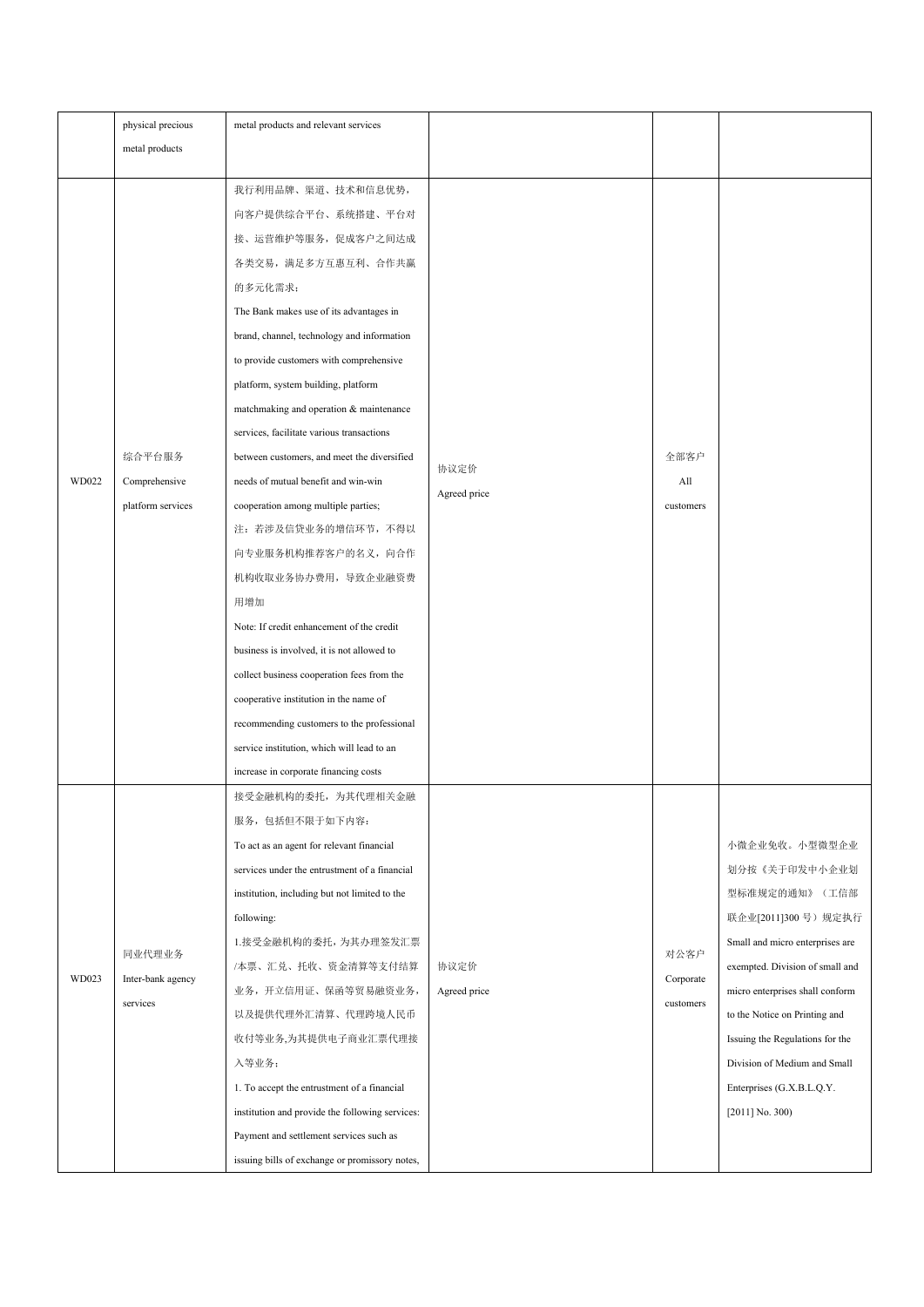|  |  |  |  |  |  |
|---|---|---|---|---|---|
|  | physical precious metal products | metal products and relevant services |  |  |  |
| WD022 | 综合平台服务 Comprehensive platform services | 我行利用品牌、渠道、技术和信息优势，向客户提供综合平台、系统搭建、平台对接、运营维护等服务，促成客户之间达成各类交易，满足多方互惠互利、合作共赢的多元化需求；<br>The Bank makes use of its advantages in brand, channel, technology and information to provide customers with comprehensive platform, system building, platform matchmaking and operation & maintenance services, facilitate various transactions between customers, and meet the diversified needs of mutual benefit and win-win cooperation among multiple parties;<br>注：若涉及信贷业务的增信环节，不得以向专业服务机构推荐客户的名义，向合作机构收取业务协办费用，导致企业融资费用增加<br>Note: If credit enhancement of the credit business is involved, it is not allowed to collect business cooperation fees from the cooperative institution in the name of recommending customers to the professional service institution, which will lead to an increase in corporate financing costs | 协议定价 Agreed price | 全部客户 All customers |  |
| WD023 | 同业代理业务 Inter-bank agency services | 接受金融机构的委托，为其代理相关金融服务，包括但不限于如下内容：<br>To act as an agent for relevant financial services under the entrustment of a financial institution, including but not limited to the following:<br>1.接受金融机构的委托，为其办理签发汇票/本票、汇兑、托收、资金清算等支付结算业务，开立信用证、保函等贸易融资业务，以及提供代理外汇清算、代理跨境人民币收付等业务,为其提供电子商业汇票代理接入等业务；<br>1. To accept the entrustment of a financial institution and provide the following services: Payment and settlement services such as issuing bills of exchange or promissory notes, | 协议定价 Agreed price | 对公客户 Corporate customers | 小微企业免收。小型微型企业划分按《关于印发中小企业划型标准规定的通知》（工信部联企业[2011]300 号）规定执行<br>Small and micro enterprises are exempted. Division of small and micro enterprises shall conform to the Notice on Printing and Issuing the Regulations for the Division of Medium and Small Enterprises (G.X.B.L.Q.Y. [2011] No. 300) |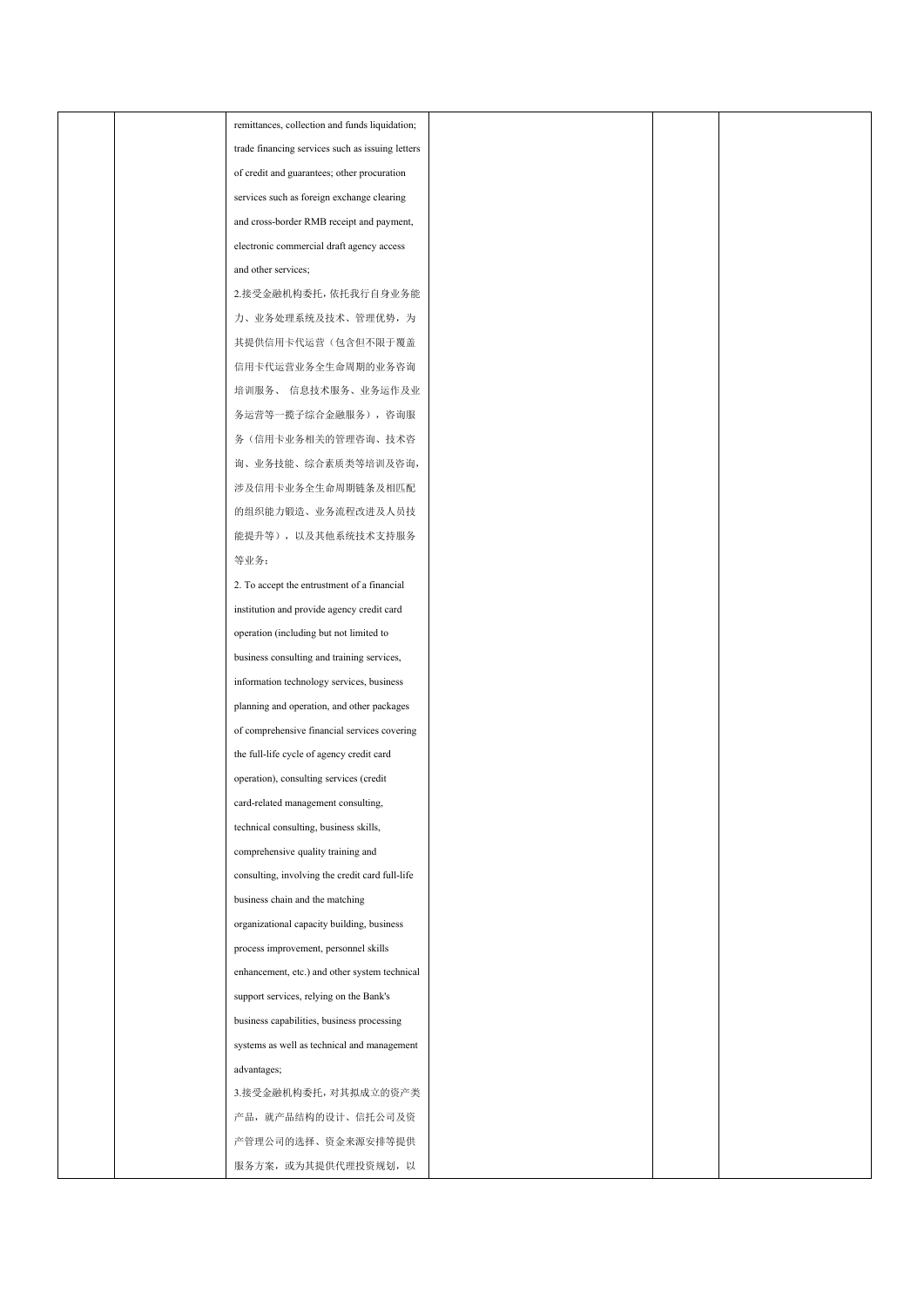|  |  | remittances, collection and funds liquidation; trade financing services such as issuing letters of credit and guarantees; other procuration services such as foreign exchange clearing and cross-border RMB receipt and payment, electronic commercial draft agency access and other services;<br>2.接受金融机构委托，依托我行自身业务能力、业务处理系统及技术、管理优势，为其提供信用卡代运营（包含但不限于覆盖信用卡代运营业务全生命周期的业务咨询培训服务、 信息技术服务、业务运作及业务运营等一揽子综合金融服务），咨询服务（信用卡业务相关的管理咨询、技术咨询、业务技能、综合素质类等培训及咨询，涉及信用卡业务全生命周期链条及相匹配的组织能力锻造、业务流程改进及人员技能提升等），以及其他系统技术支持服务等业务；<br>2. To accept the entrustment of a financial institution and provide agency credit card operation (including but not limited to business consulting and training services, information technology services, business planning and operation, and other packages of comprehensive financial services covering the full-life cycle of agency credit card operation), consulting services (credit card-related management consulting, technical consulting, business skills, comprehensive quality training and consulting, involving the credit card full-life business chain and the matching organizational capacity building, business process improvement, personnel skills enhancement, etc.) and other system technical support services, relying on the Bank's business capabilities, business processing systems as well as technical and management advantages;<br>3.接受金融机构委托，对其拟成立的资产类产品，就产品结构的设计、信托公司及资产管理公司的选择、资金来源安排等提供服务方案，或为其提供代理投资规划，以 |  |  |  |
|---|---|---|---|---|---|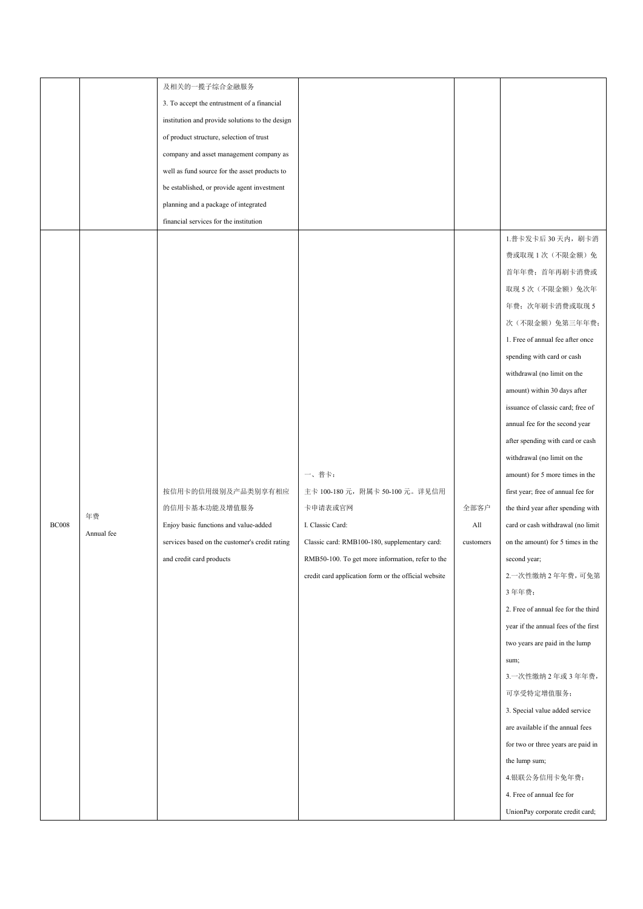| | | | | | |
|---|---|---|---|---|---|
| | | 及相关的一揽子综合金融服务<br>3. To accept the entrustment of a financial institution and provide solutions to the design of product structure, selection of trust company and asset management company as well as fund source for the asset products to be established, or provide agent investment planning and a package of integrated financial services for the institution | | | |
| BC008 | 年费<br>Annual fee | 按信用卡的信用级别及产品类别享有相应的信用卡基本功能及增值服务<br>Enjoy basic functions and value-added services based on the customer's credit rating and credit card products | 一、普卡：<br>主卡 100-180 元，附属卡 50-100 元。详见信用卡申请表或官网<br>I. Classic Card:<br>Classic card: RMB100-180, supplementary card: RMB50-100. To get more information, refer to the credit card application form or the official website | 全部客户<br>All customers | 1.普卡发卡后 30 天内，刷卡消费或取现 1 次（不限金额）免首年年费；首年再刷卡消费或取现 5 次（不限金额）免次年年费；次年刷卡消费或取现 5 次（不限金额）免第三年年费；<br>1. Free of annual fee after once spending with card or cash withdrawal (no limit on the amount) within 30 days after issuance of classic card; free of annual fee for the second year after spending with card or cash withdrawal (no limit on the amount) for 5 more times in the first year; free of annual fee for the third year after spending with card or cash withdrawal (no limit on the amount) for 5 times in the second year;<br>2.一次性缴纳 2 年年费，可免第 3 年年费；<br>2. Free of annual fee for the third year if the annual fees of the first two years are paid in the lump sum;<br>3.一次性缴纳 2 年或 3 年年费，可享受特定增值服务；<br>3. Special value added service are available if the annual fees for two or three years are paid in the lump sum;<br>4.银联公务信用卡免年费；<br>4. Free of annual fee for UnionPay corporate credit card; |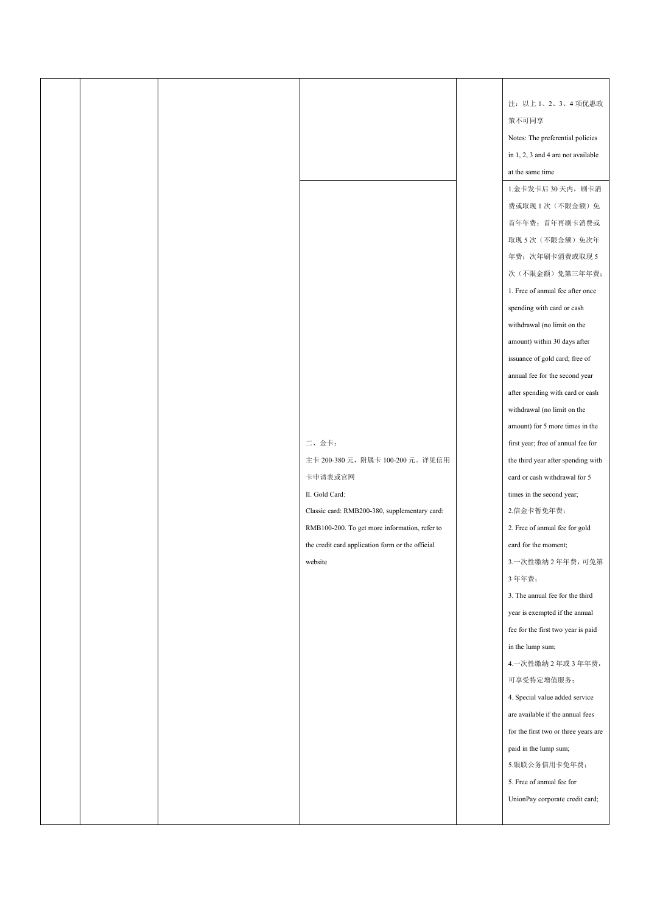| | | | | | |
|---|---|---|---|---|---|
| | | | | | 注：以上 1、2、3、4 项优惠政策不可同享<br>Notes: The preferential policies in 1, 2, 3 and 4 are not available at the same time |
| | | | 二、金卡：<br>主卡 200-380 元，附属卡 100-200 元。详见信用卡申请表或官网<br>II. Gold Card:<br>Classic card: RMB200-380, supplementary card: RMB100-200. To get more information, refer to the credit card application form or the official website | | 1.金卡发卡后 30 天内，刷卡消费或取现 1 次（不限金额）免首年年费；首年再刷卡消费或取现 5 次（不限金额）免次年年费；次年刷卡消费或取现 5 次（不限金额）免第三年年费；<br>1. Free of annual fee after once spending with card or cash withdrawal (no limit on the amount) within 30 days after issuance of gold card; free of annual fee for the second year after spending with card or cash withdrawal (no limit on the amount) for 5 more times in the first year; free of annual fee for the third year after spending with card or cash withdrawal for 5 times in the second year;<br>2.信金卡暂免年费；<br>2. Free of annual fee for gold card for the moment;<br>3.一次性缴纳 2 年年费，可免第 3 年年费；<br>3. The annual fee for the third year is exempted if the annual fee for the first two year is paid in the lump sum;<br>4.一次性缴纳 2 年或 3 年年费，可享受特定增值服务；<br>4. Special value added service are available if the annual fees for the first two or three years are paid in the lump sum;<br>5.银联公务信用卡免年费；<br>5. Free of annual fee for UnionPay corporate credit card; |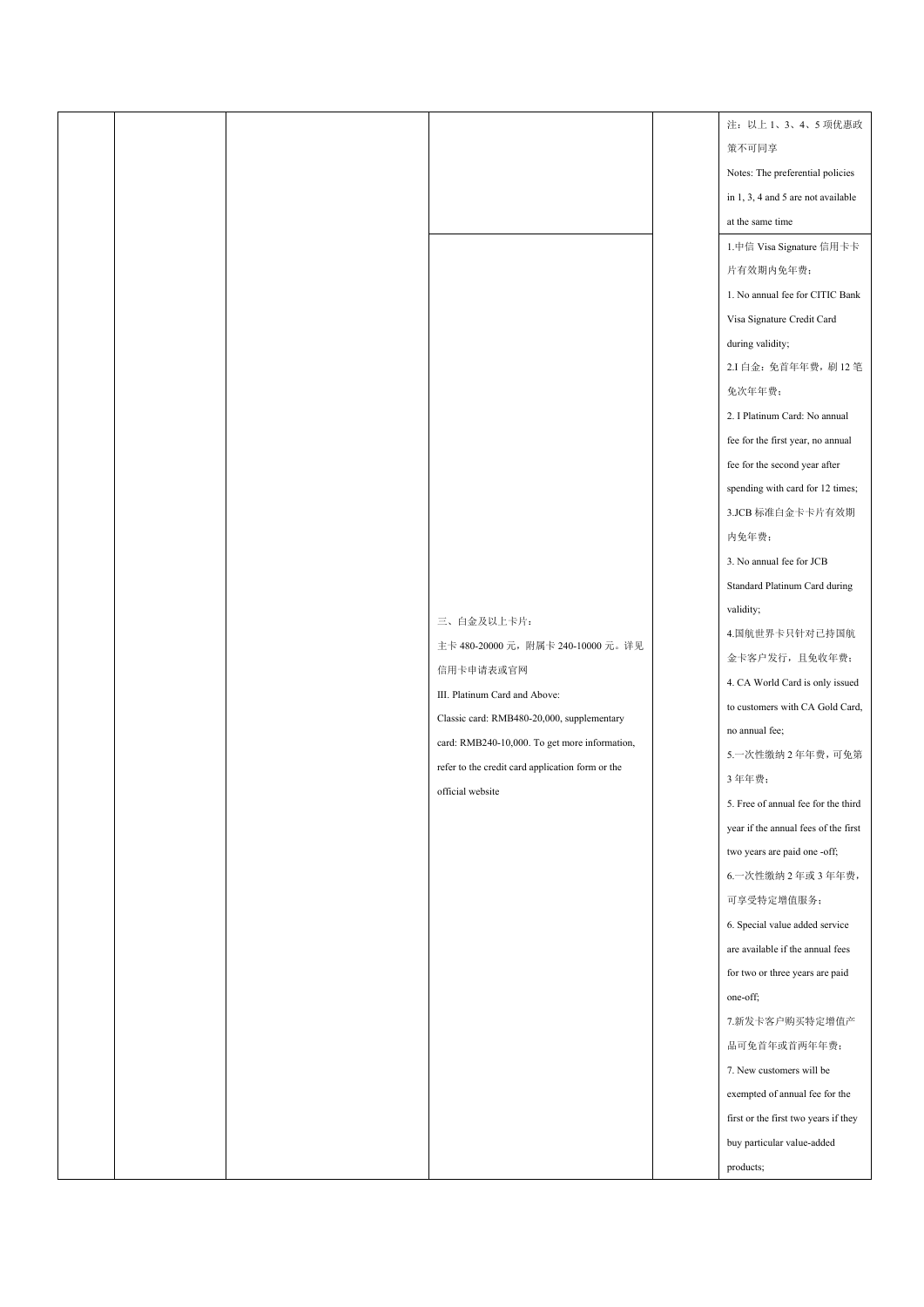| | | | | | |
|---|---|---|---|---|---|
| | | | | | 注：以上 1、3、4、5 项优惠政策不可同享<br>Notes: The preferential policies in 1, 3, 4 and 5 are not available at the same time |
| | | | 三、白金及以上卡片：<br>主卡 480-20000 元，附属卡 240-10000 元。详见信用卡申请表或官网<br>III. Platinum Card and Above:<br>Classic card: RMB480-20,000, supplementary card: RMB240-10,000. To get more information, refer to the credit card application form or the official website | | 1.中信 Visa Signature 信用卡卡片有效期内免年费；<br>1. No annual fee for CITIC Bank Visa Signature Credit Card during validity;<br>2.I 白金：免首年年费，刷 12 笔免次年年费；<br>2. I Platinum Card: No annual fee for the first year, no annual fee for the second year after spending with card for 12 times;<br>3.JCB 标准白金卡卡片有效期内免年费；<br>3. No annual fee for JCB Standard Platinum Card during validity;<br>4.国航世界卡只针对已持国航金卡客户发行，且免收年费；<br>4. CA World Card is only issued to customers with CA Gold Card, no annual fee;<br>5.一次性缴纳 2 年年费，可免第 3 年年费；<br>5. Free of annual fee for the third year if the annual fees of the first two years are paid one -off;<br>6.一次性缴纳 2 年或 3 年年费，可享受特定增值服务；<br>6. Special value added service are available if the annual fees for two or three years are paid one-off;<br>7.新发卡客户购买特定增值产品可免首年或首两年年费；<br>7. New customers will be exempted of annual fee for the first or the first two years if they buy particular value-added products; |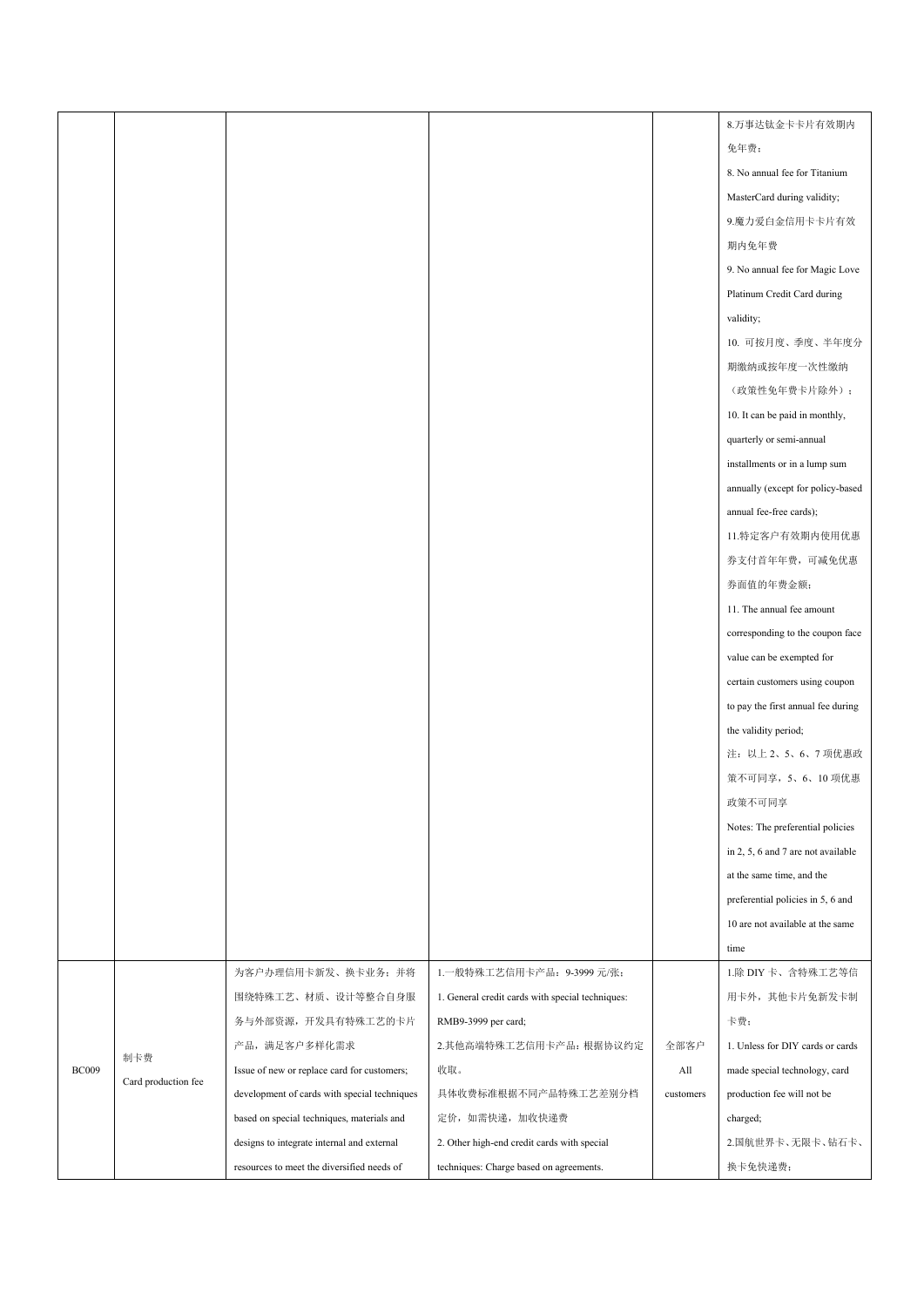| | | | | | |
|---|---|---|---|---|---|
| | | | | | 8.万事达钛金卡卡片有效期内免年费；<br>8. No annual fee for Titanium MasterCard during validity;<br>9.魔力爱白金信用卡卡片有效期内免年费<br>9. No annual fee for Magic Love Platinum Credit Card during validity;<br>10. 可按月度、季度、半年度分期缴纳或按年度一次性缴纳（政策性免年费卡片除外）；<br>10. It can be paid in monthly, quarterly or semi-annual installments or in a lump sum annually (except for policy-based annual fee-free cards);<br>11.特定客户有效期内使用优惠券支付首年年费，可减免优惠券面值的年费金额；<br>11. The annual fee amount corresponding to the coupon face value can be exempted for certain customers using coupon to pay the first annual fee during the validity period;<br>注：以上 2、5、6、7 项优惠政策不可同享，5、6、10 项优惠政策不可同享<br>Notes: The preferential policies in 2, 5, 6 and 7 are not available at the same time, and the preferential policies in 5, 6 and 10 are not available at the same time |
| BC009 | 制卡费<br>Card production fee | 为客户办理信用卡新发、换卡业务；并将围绕特殊工艺、材质、设计等整合自身服务与外部资源，开发具有特殊工艺的卡片产品，满足客户多样化需求<br>Issue of new or replace card for customers; development of cards with special techniques based on special techniques, materials and designs to integrate internal and external resources to meet the diversified needs of | 1.一般特殊工艺信用卡产品：9-3999 元/张；<br>1. General credit cards with special techniques: RMB9-3999 per card;<br>2.其他高端特殊工艺信用卡产品：根据协议约定收取。<br>具体收费标准根据不同产品特殊工艺差别分档定价，如需快递，加收快递费<br>2. Other high-end credit cards with special techniques: Charge based on agreements. | 全部客户<br>All customers | 1.除 DIY 卡、含特殊工艺等信用卡外，其他卡片免新发卡制卡费；<br>1. Unless for DIY cards or cards made special technology, card production fee will not be charged;<br>2.国航世界卡、无限卡、钻石卡、换卡免快递费； |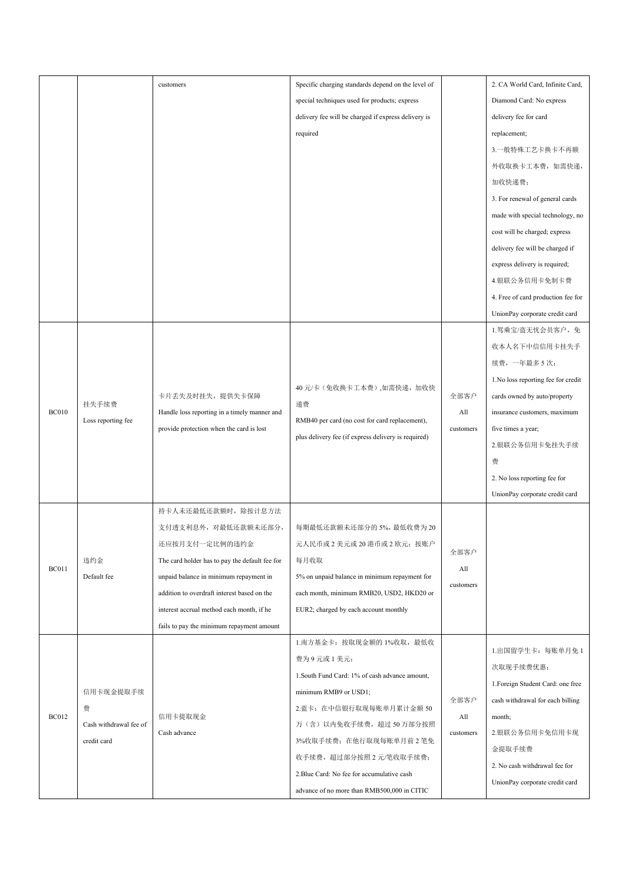| | | | | | |
|---|---|---|---|---|---|
| | | customers | Specific charging standards depend on the level of special techniques used for products; express delivery fee will be charged if express delivery is required | | 2. CA World Card, Infinite Card, Diamond Card: No express delivery fee for card replacement;<br>3.一般特殊工艺卡换卡不再额外收取换卡工本费，如需快递，加收快递费；<br>3. For renewal of general cards made with special technology, no cost will be charged; express delivery fee will be charged if express delivery is required;<br>4.银联公务信用卡免制卡费<br>4. Free of card production fee for UnionPay corporate credit card |
| BC010 | 挂失手续费<br>Loss reporting fee | 卡片丢失及时挂失，提供失卡保障<br>Handle loss reporting in a timely manner and provide protection when the card is lost | 40 元/卡（免收换卡工本费）,如需快递，加收快递费<br>RMB40 per card (no cost for card replacement), plus delivery fee (if express delivery is required) | 全部客户<br>All customers | 1.驾乘宝/盗无忧会员客户，免收本人名下中信信用卡挂失手续费，一年最多 5 次；<br>1.No loss reporting fee for credit cards owned by auto/property insurance customers, maximum five times a year;<br>2.银联公务信用卡免挂失手续费<br>2. No loss reporting fee for UnionPay corporate credit card |
| BC011 | 违约金<br>Default fee | 持卡人未还最低还款额时，除按计息方法支付透支利息外，对最低还款额未还部分，还应按月支付一定比例的违约金<br>The card holder has to pay the default fee for unpaid balance in minimum repayment in addition to overdraft interest based on the interest accrual method each month, if he fails to pay the minimum repayment amount | 每期最低还款额未还部分的 5%，最低收费为 20 元人民币或 2 美元或 20 港币或 2 欧元；按账户每月收取<br>5% on unpaid balance in minimum repayment for each month, minimum RMB20, USD2, HKD20 or EUR2; charged by each account monthly | 全部客户<br>All customers | |
| BC012 | 信用卡现金提取手续费<br>Cash withdrawal fee of credit card | 信用卡提取现金<br>Cash advance | 1.南方基金卡：按取现金额的 1%收取，最低收费为 9 元或 1 美元；<br>1.South Fund Card: 1% of cash advance amount, minimum RMB9 or USD1;<br>2.蓝卡：在中信银行取现每账单月累计金额 50 万（含）以内免收手续费，超过 50 万部分按照 3%收取手续费；在他行取现每账单月前 2 笔免收手续费，超过部分按照 2 元/笔收取手续费；<br>2.Blue Card: No fee for accumulative cash advance of no more than RMB500,000 in CITIC | 全部客户<br>All customers | 1.出国留学生卡：每账单月免 1 次取现手续费优惠；<br>1.Foreign Student Card: one free cash withdrawal for each billing month;<br>2.银联公务信用卡免信用卡现金提取手续费<br>2. No cash withdrawal fee for UnionPay corporate credit card |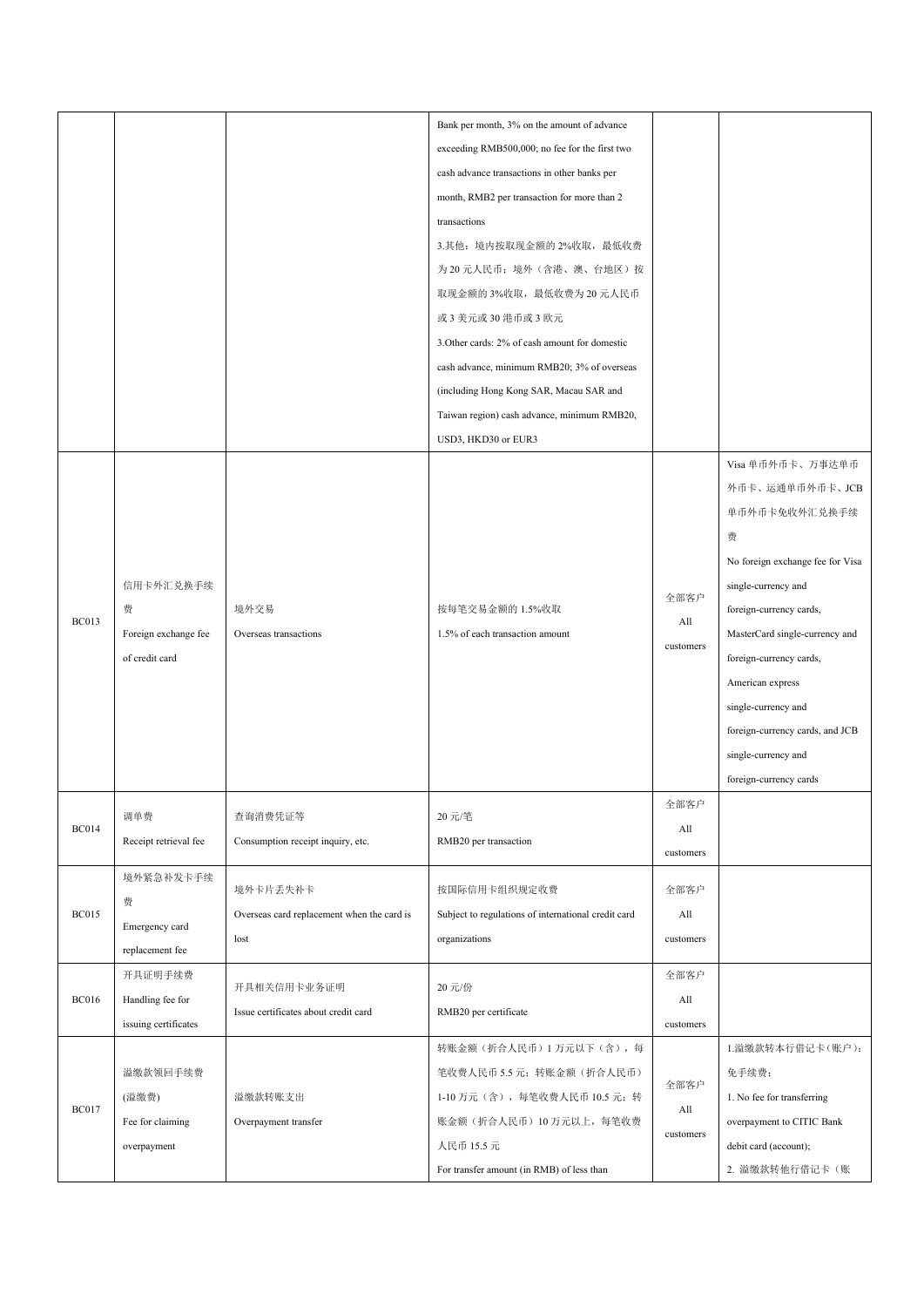| | | | | | |
|---|---|---|---|---|---|
| | | | Bank per month, 3% on the amount of advance exceeding RMB500,000; no fee for the first two cash advance transactions in other banks per month, RMB2 per transaction for more than 2 transactions<br>3.其他：境内按取现金额的2%收取，最低收费为20元人民币；境外（含港、澳、台地区）按取现金额的3%收取，最低收费为20元人民币或3美元或30港币或3欧元<br>3.Other cards: 2% of cash amount for domestic cash advance, minimum RMB20; 3% of overseas (including Hong Kong SAR, Macau SAR and Taiwan region) cash advance, minimum RMB20, USD3, HKD30 or EUR3 | | |
| BC013 | 信用卡外汇兑换手续费<br>Foreign exchange fee of credit card | 境外交易<br>Overseas transactions | 按每笔交易金额的1.5%收取<br>1.5% of each transaction amount | 全部客户<br>All customers | Visa单币外币卡、万事达单币外币卡、运通单币外币卡、JCB单币外币卡免收外汇兑换手续费<br>No foreign exchange fee for Visa single-currency and foreign-currency cards, MasterCard single-currency and foreign-currency cards, American express single-currency and foreign-currency cards, and JCB single-currency and foreign-currency cards |
| BC014 | 调单费<br>Receipt retrieval fee | 查询消费凭证等<br>Consumption receipt inquiry, etc. | 20元/笔<br>RMB20 per transaction | 全部客户<br>All customers | |
| BC015 | 境外紧急补发卡手续费<br>Emergency card replacement fee | 境外卡片丢失补卡<br>Overseas card replacement when the card is lost | 按国际信用卡组织规定收费<br>Subject to regulations of international credit card organizations | 全部客户<br>All customers | |
| BC016 | 开具证明手续费<br>Handling fee for issuing certificates | 开具相关信用卡业务证明<br>Issue certificates about credit card | 20元/份<br>RMB20 per certificate | 全部客户<br>All customers | |
| BC017 | 溢缴款领回手续费(溢缴费)<br>Fee for claiming overpayment | 溢缴款转账支出<br>Overpayment transfer | 转账金额（折合人民币）1万元以下（含），每笔收费人民币5.5元；转账金额（折合人民币）1-10万元（含），每笔收费人民币10.5元；转账金额（折合人民币）10万元以上，每笔收费人民币15.5元<br>For transfer amount (in RMB) of less than | 全部客户<br>All customers | 1.溢缴款转本行借记卡（账户）：免手续费；<br>1. No fee for transferring overpayment to CITIC Bank debit card (account);<br>2. 溢缴款转他行借记卡（账 |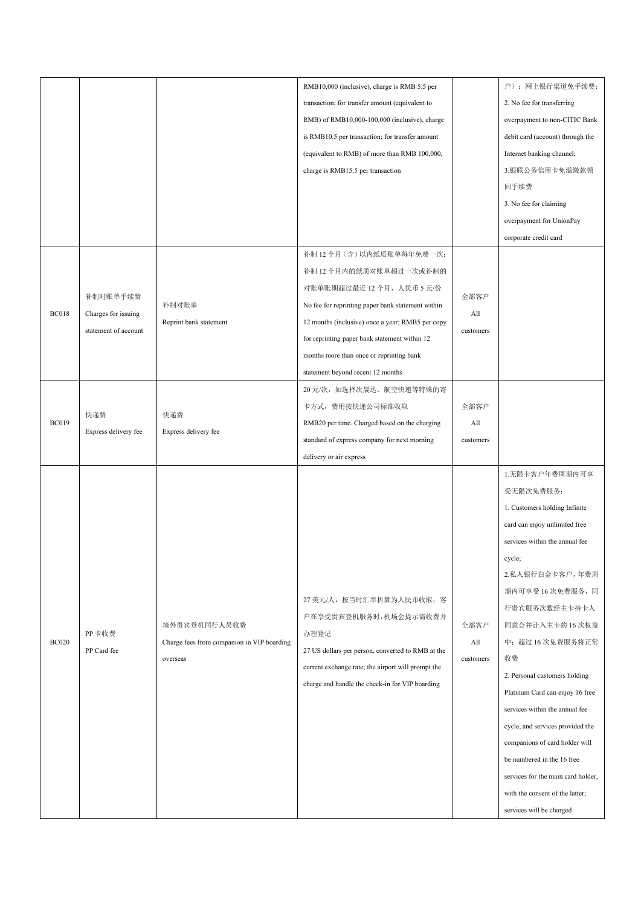| | | | | | |
|---|---|---|---|---|---|
| | | | RMB10,000 (inclusive), charge is RMB 5.5 per transaction; for transfer amount (equivalent to RMB) of RMB10,000-100,000 (inclusive), charge is RMB10.5 per transaction; for transfer amount (equivalent to RMB) of more than RMB 100,000, charge is RMB15.5 per transaction | | 户）：网上银行渠道免手续费；<br>2. No fee for transferring overpayment to non-CITIC Bank debit card (account) through the Internet banking channel;<br>3.银联公务信用卡免溢缴款领回手续费<br>3. No fee for claiming overpayment for UnionPay corporate credit card |
| BC018 | 补制对账单手续费<br>Charges for issuing statement of account | 补制对账单<br>Reprint bank statement | 补制 12 个月（含）以内纸质账单每年免费一次；补制 12 个月内的纸质对账单超过一次或补制的对账单账期超过最近 12 个月，人民币 5 元/份<br>No fee for reprinting paper bank statement within 12 months (inclusive) once a year; RMB5 per copy for reprinting paper bank statement within 12 months more than once or reprinting bank statement beyond recent 12 months | 全部客户<br>All customers | |
| BC019 | 快递费<br>Express delivery fee | 快递费<br>Express delivery fee | 20 元/次，如选择次晨达、航空快递等特殊的寄卡方式，费用按快递公司标准收取<br>RMB20 per time. Charged based on the charging standard of express company for next morning delivery or air express | 全部客户<br>All customers | |
| BC020 | PP 卡收费<br>PP Card fee | 境外贵宾登机同行人员收费<br>Charge fees from companion in VIP boarding overseas | 27 美元/人，按当时汇率折算为人民币收取；客户在享受贵宾登机服务时，机场会提示需收费并办理登记<br>27 US dollars per person, converted to RMB at the current exchange rate; the airport will prompt the charge and handle the check-in for VIP boarding | 全部客户<br>All customers | 1.无限卡客户年费周期内可享受无限次免费服务；<br>1. Customers holding Infinite card can enjoy unlimited free services within the annual fee cycle;<br>2.私人银行白金卡客户，年费周期内可享受 16 次免费服务，同行贵宾服务次数经主卡持卡人同意合并计入主卡的 16 次权益中；超过 16 次免费服务将正常收费<br>2. Personal customers holding Platinum Card can enjoy 16 free services within the annual fee cycle, and services provided the companions of card holder will be numbered in the 16 free services for the main card holder, with the consent of the latter; services will be charged |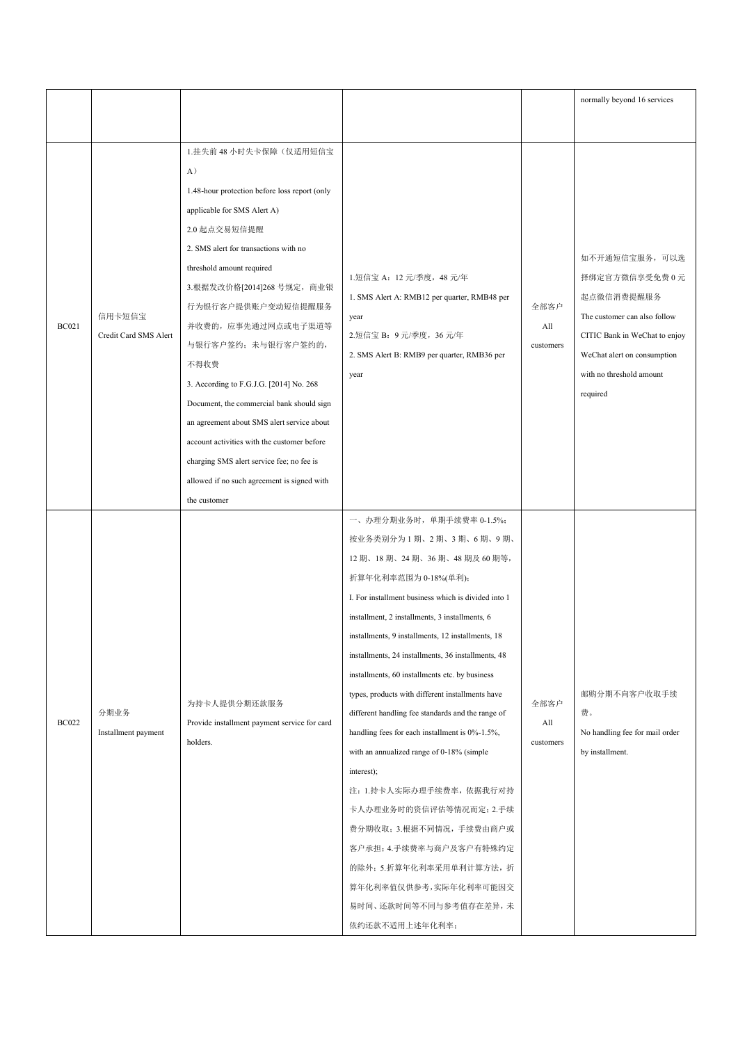| | | | | | |
|---|---|---|---|---|---|
| | | | | | normally beyond 16 services |
| BC021 | 信用卡短信宝<br>Credit Card SMS Alert | 1.挂失前 48 小时失卡保障（仅适用短信宝 A）<br>1.48-hour protection before loss report (only applicable for SMS Alert A)<br>2.0 起点交易短信提醒<br>2. SMS alert for transactions with no threshold amount required<br>3.根据发改价格[2014]268 号规定，商业银行为银行客户提供账户变动短信提醒服务并收费的，应事先通过网点或电子渠道等与银行客户签约；未与银行客户签约的，不得收费<br>3. According to F.G.J.G. [2014] No. 268 Document, the commercial bank should sign an agreement about SMS alert service about account activities with the customer before charging SMS alert service fee; no fee is allowed if no such agreement is signed with the customer | 1.短信宝 A：12 元/季度，48 元/年<br>1. SMS Alert A: RMB12 per quarter, RMB48 per year<br>2.短信宝 B：9 元/季度，36 元/年<br>2. SMS Alert B: RMB9 per quarter, RMB36 per year | 全部客户<br>All customers | 如不开通短信宝服务，可以选择绑定官方微信享受免费 0 元起点微信消费提醒服务<br>The customer can also follow CITIC Bank in WeChat to enjoy WeChat alert on consumption with no threshold amount required |
| BC022 | 分期业务<br>Installment payment | 为持卡人提供分期还款服务<br>Provide installment payment service for card holders. | 一、办理分期业务时，单期手续费率 0-1.5%；按业务类别分为 1 期、2 期、3 期、6 期、9 期、12 期、18 期、24 期、36 期、48 期及 60 期等，折算年化利率范围为 0-18%(单利)；<br>I. For installment business which is divided into 1 installment, 2 installments, 3 installments, 6 installments, 9 installments, 12 installments, 18 installments, 24 installments, 36 installments, 48 installments, 60 installments etc. by business types, products with different installments have different handling fee standards and the range of handling fees for each installment is 0%-1.5%, with an annualized range of 0-18% (simple interest);<br>注：1.持卡人实际办理手续费率，依据我行对持卡人办理业务时的资信评估等情况而定；2.手续费分期收取；3.根据不同情况，手续费由商户或客户承担；4.手续费率与商户及客户有特殊约定的除外；5.折算年化利率采用单利计算方法，折算年化利率值仅供参考，实际年化利率可能因交易时间、还款时间等不同与参考值存在差异，未依约还款不适用上述年化利率； | 全部客户<br>All customers | 邮购分期不向客户收取手续费。<br>No handling fee for mail order by installment. |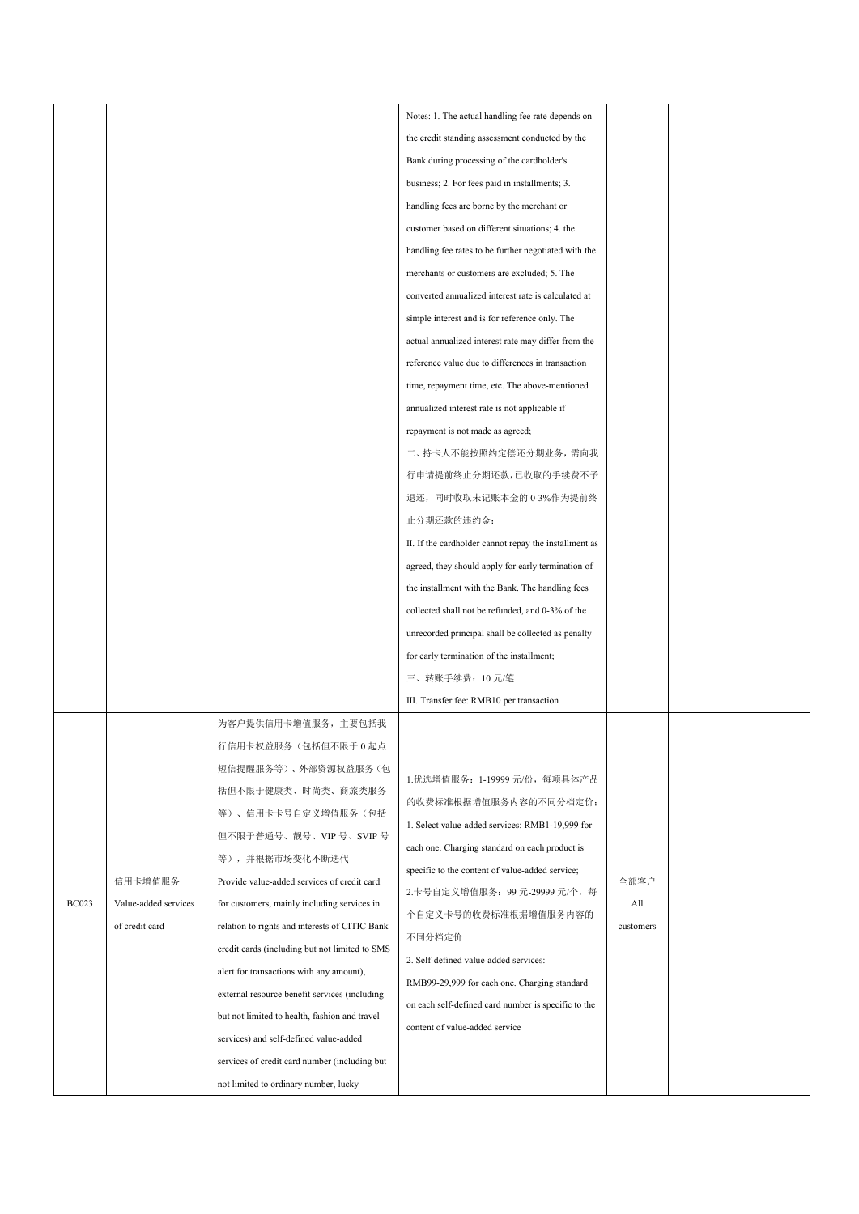| | | | | | |
|---|---|---|---|---|---|
| | | | Notes: 1. The actual handling fee rate depends on the credit standing assessment conducted by the Bank during processing of the cardholder's business; 2. For fees paid in installments; 3. handling fees are borne by the merchant or customer based on different situations; 4. the handling fee rates to be further negotiated with the merchants or customers are excluded; 5. The converted annualized interest rate is calculated at simple interest and is for reference only. The actual annualized interest rate may differ from the reference value due to differences in transaction time, repayment time, etc. The above-mentioned annualized interest rate is not applicable if repayment is not made as agreed;<br>二、持卡人不能按照约定偿还分期业务，需向我行申请提前终止分期还款，已收取的手续费不予退还，同时收取未记账本金的 0-3%作为提前终止分期还款的违约金；<br>II. If the cardholder cannot repay the installment as agreed, they should apply for early termination of the installment with the Bank. The handling fees collected shall not be refunded, and 0-3% of the unrecorded principal shall be collected as penalty for early termination of the installment;<br>三、转账手续费：10 元/笔<br>III. Transfer fee: RMB10 per transaction | | |
| BC023 | 信用卡增值服务<br>Value-added services of credit card | 为客户提供信用卡增值服务，主要包括我行信用卡权益服务（包括但不限于 0 起点短信提醒服务等）、外部资源权益服务（包括但不限于健康类、时尚类、商旅类服务等）、信用卡卡号自定义增值服务（包括但不限于普通号、靓号、VIP 号、SVIP 号等），并根据市场变化不断迭代<br>Provide value-added services of credit card for customers, mainly including services in relation to rights and interests of CITIC Bank credit cards (including but not limited to SMS alert for transactions with any amount), external resource benefit services (including but not limited to health, fashion and travel services) and self-defined value-added services of credit card number (including but not limited to ordinary number, lucky | 1.优选增值服务：1-19999 元/份，每项具体产品的收费标准根据增值服务内容的不同分档定价；<br>1. Select value-added services: RMB1-19,999 for each one. Charging standard on each product is specific to the content of value-added service;<br>2.卡号自定义增值服务：99 元-29999 元/个，每个自定义卡号的收费标准根据增值服务内容的不同分档定价<br>2. Self-defined value-added services: RMB99-29,999 for each one. Charging standard on each self-defined card number is specific to the content of value-added service | 全部客户<br>All customers | |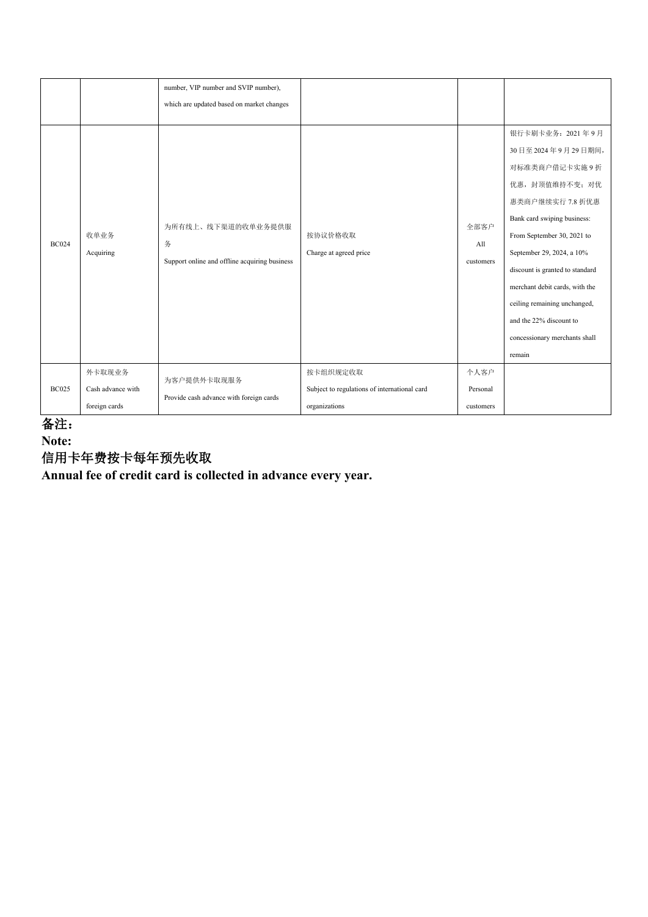| | | | | | |
|---|---|---|---|---|---|
| | | number, VIP number and SVIP number), which are updated based on market changes | | | |
| BC024 | 收单业务 Acquiring | 为所有线上、线下渠道的收单业务提供服务 Support online and offline acquiring business | 按协议价格收取 Charge at agreed price | 全部客户 All customers | 银行卡刷卡业务：2021 年 9 月 30 日至 2024 年 9 月 29 日期间，对标准类商户借记卡实施 9 折优惠，封顶值维持不变；对优惠类商户继续实行 7.8 折优惠 Bank card swiping business: From September 30, 2021 to September 29, 2024, a 10% discount is granted to standard merchant debit cards, with the ceiling remaining unchanged, and the 22% discount to concessionary merchants shall remain |
| BC025 | 外卡取现业务 Cash advance with foreign cards | 为客户提供外卡取现服务 Provide cash advance with foreign cards | 按卡组织规定收取 Subject to regulations of international card organizations | 个人客户 Personal customers | |

**备注：**

**Note:**

**信用卡年费按卡每年预先收取**

**Annual fee of credit card is collected in advance every year.**